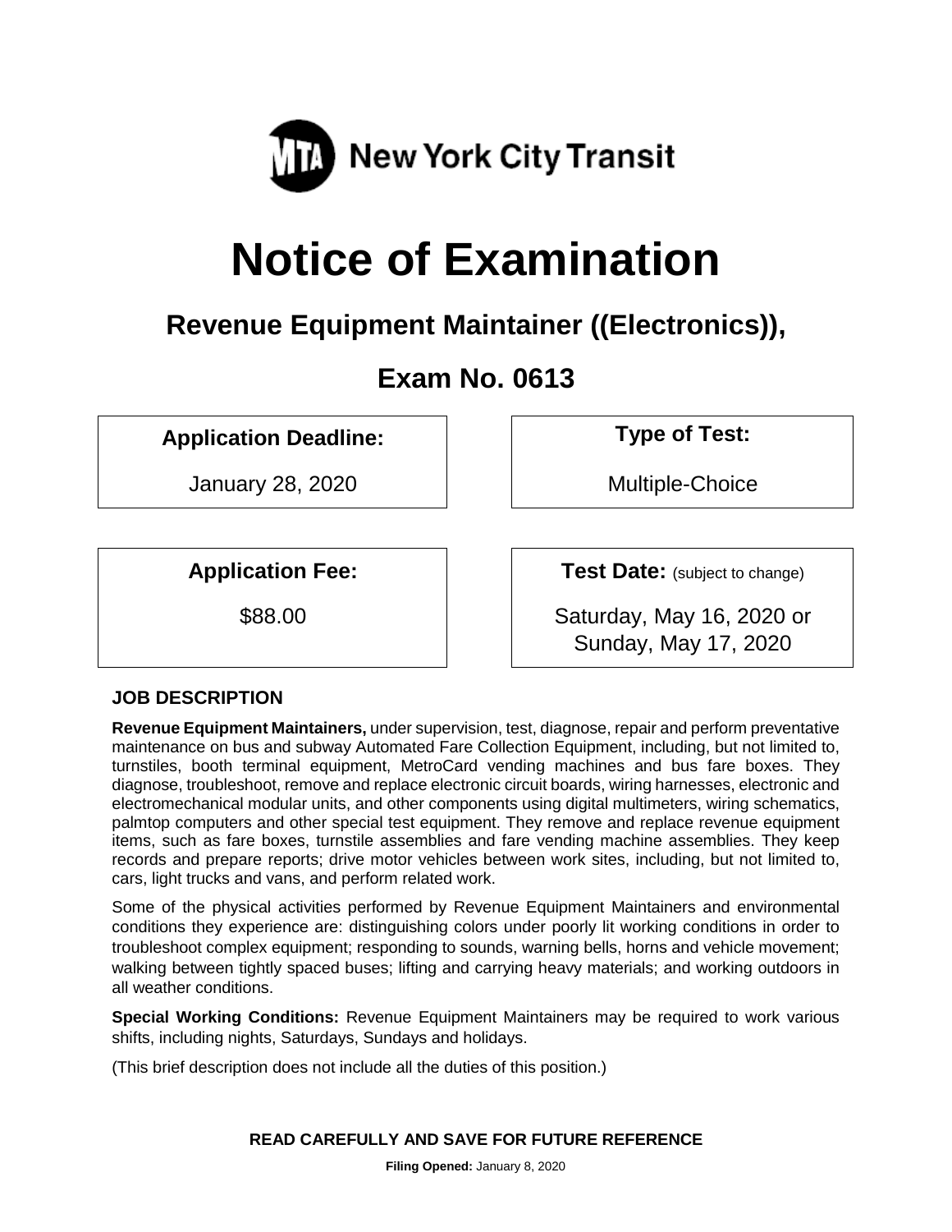MTA New York City Transit

# Notice of Examination

## Revenue Equipment Maintainer ((Electronics)),

## Exam No. 0613

| Application Deadline: | Type of Test: |
|---|---|
| January 28, 2020 | Multiple-Choice |

| Application Fee: | Test Date: (subject to change) |
|---|---|
| $88.00 | Saturday, May 16, 2020 or Sunday, May 17, 2020 |

### JOB DESCRIPTION

**Revenue Equipment Maintainers,** under supervision, test, diagnose, repair and perform preventative maintenance on bus and subway Automated Fare Collection Equipment, including, but not limited to, turnstiles, booth terminal equipment, MetroCard vending machines and bus fare boxes. They diagnose, troubleshoot, remove and replace electronic circuit boards, wiring harnesses, electronic and electromechanical modular units, and other components using digital multimeters, wiring schematics, palmtop computers and other special test equipment. They remove and replace revenue equipment items, such as fare boxes, turnstile assemblies and fare vending machine assemblies. They keep records and prepare reports; drive motor vehicles between work sites, including, but not limited to, cars, light trucks and vans, and perform related work.

Some of the physical activities performed by Revenue Equipment Maintainers and environmental conditions they experience are: distinguishing colors under poorly lit working conditions in order to troubleshoot complex equipment; responding to sounds, warning bells, horns and vehicle movement; walking between tightly spaced buses; lifting and carrying heavy materials; and working outdoors in all weather conditions.

**Special Working Conditions:** Revenue Equipment Maintainers may be required to work various shifts, including nights, Saturdays, Sundays and holidays.

(This brief description does not include all the duties of this position.)

**READ CAREFULLY AND SAVE FOR FUTURE REFERENCE**

**Filing Opened:** January 8, 2020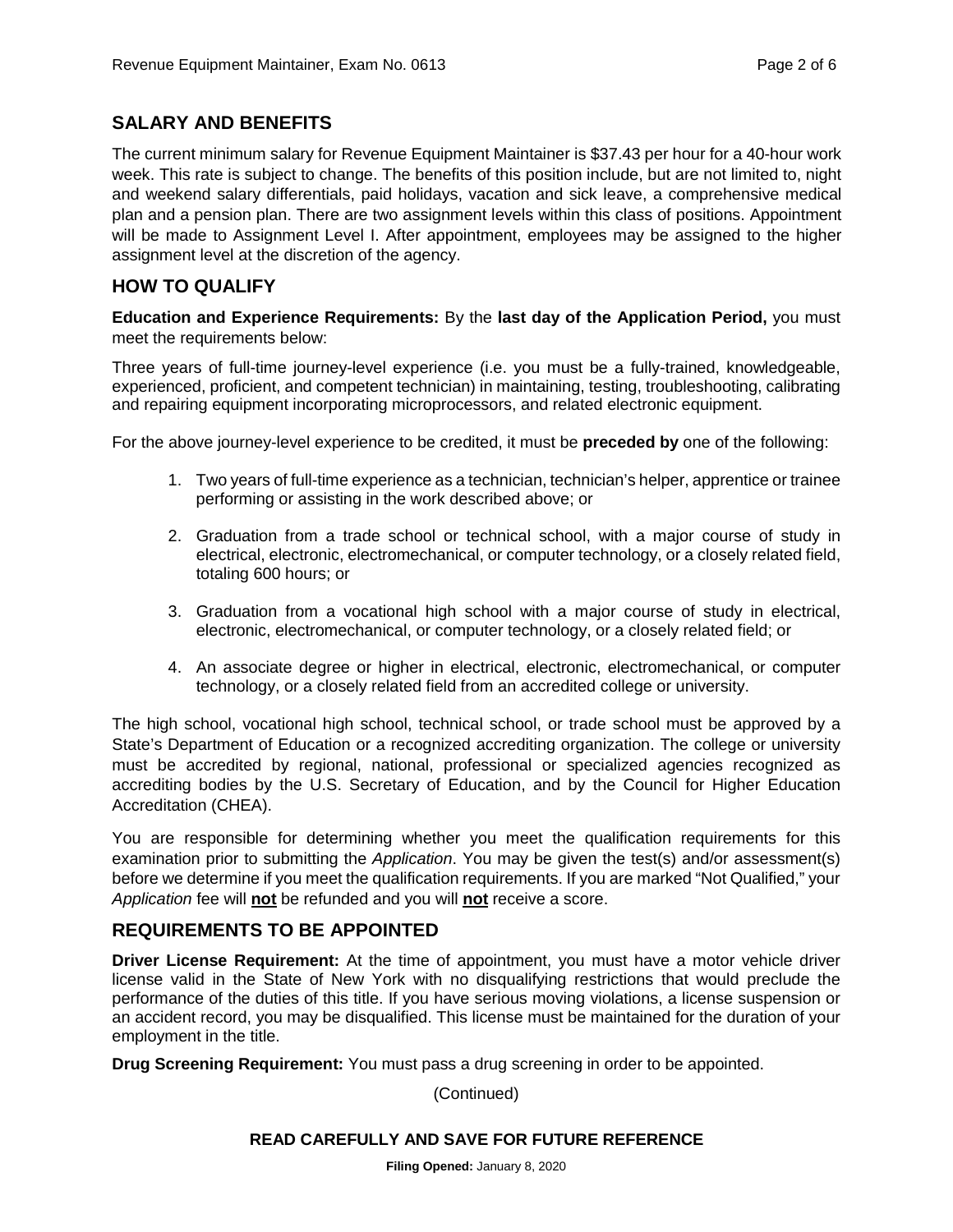## SALARY AND BENEFITS

The current minimum salary for Revenue Equipment Maintainer is $37.43 per hour for a 40-hour work week. This rate is subject to change. The benefits of this position include, but are not limited to, night and weekend salary differentials, paid holidays, vacation and sick leave, a comprehensive medical plan and a pension plan. There are two assignment levels within this class of positions. Appointment will be made to Assignment Level I. After appointment, employees may be assigned to the higher assignment level at the discretion of the agency.

## HOW TO QUALIFY

**Education and Experience Requirements:** By the **last day of the Application Period,** you must meet the requirements below:

Three years of full-time journey-level experience (i.e. you must be a fully-trained, knowledgeable, experienced, proficient, and competent technician) in maintaining, testing, troubleshooting, calibrating and repairing equipment incorporating microprocessors, and related electronic equipment.

For the above journey-level experience to be credited, it must be **preceded by** one of the following:

1. Two years of full-time experience as a technician, technician's helper, apprentice or trainee performing or assisting in the work described above; or
2. Graduation from a trade school or technical school, with a major course of study in electrical, electronic, electromechanical, or computer technology, or a closely related field, totaling 600 hours; or
3. Graduation from a vocational high school with a major course of study in electrical, electronic, electromechanical, or computer technology, or a closely related field; or
4. An associate degree or higher in electrical, electronic, electromechanical, or computer technology, or a closely related field from an accredited college or university.

The high school, vocational high school, technical school, or trade school must be approved by a State's Department of Education or a recognized accrediting organization. The college or university must be accredited by regional, national, professional or specialized agencies recognized as accrediting bodies by the U.S. Secretary of Education, and by the Council for Higher Education Accreditation (CHEA).

You are responsible for determining whether you meet the qualification requirements for this examination prior to submitting the *Application*. You may be given the test(s) and/or assessment(s) before we determine if you meet the qualification requirements. If you are marked "Not Qualified," your *Application* fee will **not** be refunded and you will **not** receive a score.

## REQUIREMENTS TO BE APPOINTED

**Driver License Requirement:** At the time of appointment, you must have a motor vehicle driver license valid in the State of New York with no disqualifying restrictions that would preclude the performance of the duties of this title. If you have serious moving violations, a license suspension or an accident record, you may be disqualified. This license must be maintained for the duration of your employment in the title.

**Drug Screening Requirement:** You must pass a drug screening in order to be appointed.

(Continued)

**READ CAREFULLY AND SAVE FOR FUTURE REFERENCE**

**Filing Opened:** January 8, 2020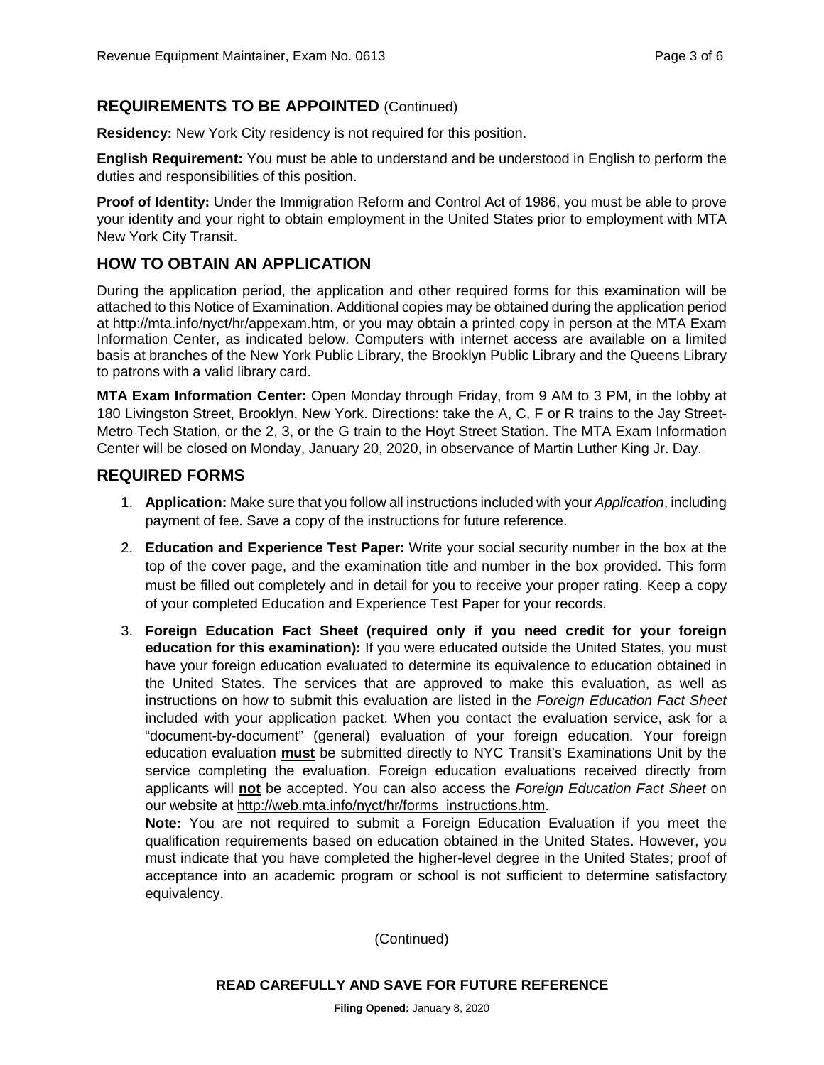## REQUIREMENTS TO BE APPOINTED (Continued)

**Residency:** New York City residency is not required for this position.

**English Requirement:** You must be able to understand and be understood in English to perform the duties and responsibilities of this position.

**Proof of Identity:** Under the Immigration Reform and Control Act of 1986, you must be able to prove your identity and your right to obtain employment in the United States prior to employment with MTA New York City Transit.

## HOW TO OBTAIN AN APPLICATION

During the application period, the application and other required forms for this examination will be attached to this Notice of Examination. Additional copies may be obtained during the application period at http://mta.info/nyct/hr/appexam.htm, or you may obtain a printed copy in person at the MTA Exam Information Center, as indicated below. Computers with internet access are available on a limited basis at branches of the New York Public Library, the Brooklyn Public Library and the Queens Library to patrons with a valid library card.

**MTA Exam Information Center:** Open Monday through Friday, from 9 AM to 3 PM, in the lobby at 180 Livingston Street, Brooklyn, New York. Directions: take the A, C, F or R trains to the Jay Street-Metro Tech Station, or the 2, 3, or the G train to the Hoyt Street Station. The MTA Exam Information Center will be closed on Monday, January 20, 2020, in observance of Martin Luther King Jr. Day.

## REQUIRED FORMS

1. **Application:** Make sure that you follow all instructions included with your *Application*, including payment of fee. Save a copy of the instructions for future reference.

2. **Education and Experience Test Paper:** Write your social security number in the box at the top of the cover page, and the examination title and number in the box provided. This form must be filled out completely and in detail for you to receive your proper rating. Keep a copy of your completed Education and Experience Test Paper for your records.

3. **Foreign Education Fact Sheet (required only if you need credit for your foreign education for this examination):** If you were educated outside the United States, you must have your foreign education evaluated to determine its equivalence to education obtained in the United States. The services that are approved to make this evaluation, as well as instructions on how to submit this evaluation are listed in the *Foreign Education Fact Sheet* included with your application packet. When you contact the evaluation service, ask for a "document-by-document" (general) evaluation of your foreign education. Your foreign education evaluation **must** be submitted directly to NYC Transit's Examinations Unit by the service completing the evaluation. Foreign education evaluations received directly from applicants will **not** be accepted. You can also access the *Foreign Education Fact Sheet* on our website at http://web.mta.info/nyct/hr/forms_instructions.htm.

   **Note:** You are not required to submit a Foreign Education Evaluation if you meet the qualification requirements based on education obtained in the United States. However, you must indicate that you have completed the higher-level degree in the United States; proof of acceptance into an academic program or school is not sufficient to determine satisfactory equivalency.

(Continued)

**READ CAREFULLY AND SAVE FOR FUTURE REFERENCE**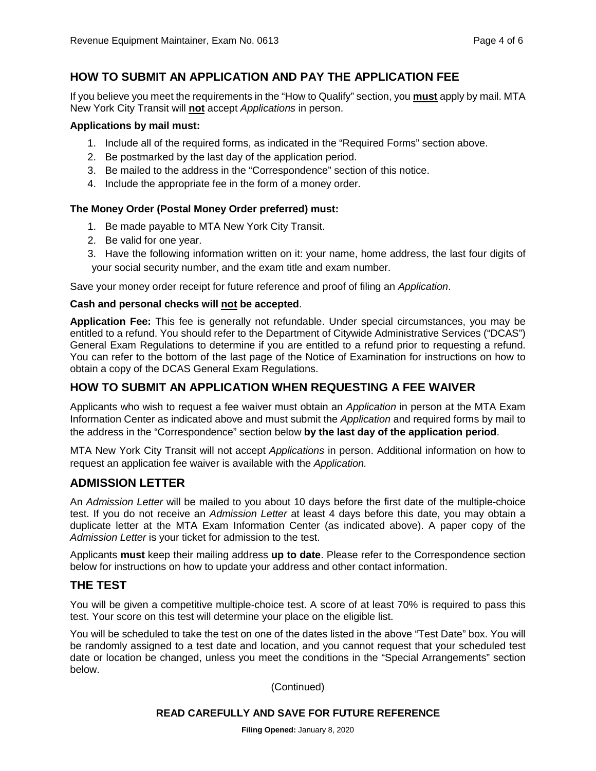## HOW TO SUBMIT AN APPLICATION AND PAY THE APPLICATION FEE

If you believe you meet the requirements in the "How to Qualify" section, you **must** apply by mail. MTA New York City Transit will **not** accept *Applications* in person.

**Applications by mail must:**

1. Include all of the required forms, as indicated in the "Required Forms" section above.
2. Be postmarked by the last day of the application period.
3. Be mailed to the address in the "Correspondence" section of this notice.
4. Include the appropriate fee in the form of a money order.

**The Money Order (Postal Money Order preferred) must:**

1. Be made payable to MTA New York City Transit.
2. Be valid for one year.
3. Have the following information written on it: your name, home address, the last four digits of your social security number, and the exam title and exam number.

Save your money order receipt for future reference and proof of filing an *Application*.

**Cash and personal checks will not be accepted**.

**Application Fee:** This fee is generally not refundable. Under special circumstances, you may be entitled to a refund. You should refer to the Department of Citywide Administrative Services ("DCAS") General Exam Regulations to determine if you are entitled to a refund prior to requesting a refund. You can refer to the bottom of the last page of the Notice of Examination for instructions on how to obtain a copy of the DCAS General Exam Regulations.

## HOW TO SUBMIT AN APPLICATION WHEN REQUESTING A FEE WAIVER

Applicants who wish to request a fee waiver must obtain an *Application* in person at the MTA Exam Information Center as indicated above and must submit the *Application* and required forms by mail to the address in the "Correspondence" section below **by the last day of the application period**.

MTA New York City Transit will not accept *Applications* in person. Additional information on how to request an application fee waiver is available with the *Application.*

## ADMISSION LETTER

An *Admission Letter* will be mailed to you about 10 days before the first date of the multiple-choice test. If you do not receive an *Admission Letter* at least 4 days before this date, you may obtain a duplicate letter at the MTA Exam Information Center (as indicated above). A paper copy of the *Admission Letter* is your ticket for admission to the test.

Applicants **must** keep their mailing address **up to date**. Please refer to the Correspondence section below for instructions on how to update your address and other contact information.

## THE TEST

You will be given a competitive multiple-choice test. A score of at least 70% is required to pass this test. Your score on this test will determine your place on the eligible list.

You will be scheduled to take the test on one of the dates listed in the above "Test Date" box. You will be randomly assigned to a test date and location, and you cannot request that your scheduled test date or location be changed, unless you meet the conditions in the "Special Arrangements" section below.

(Continued)

**READ CAREFULLY AND SAVE FOR FUTURE REFERENCE**

**Filing Opened:** January 8, 2020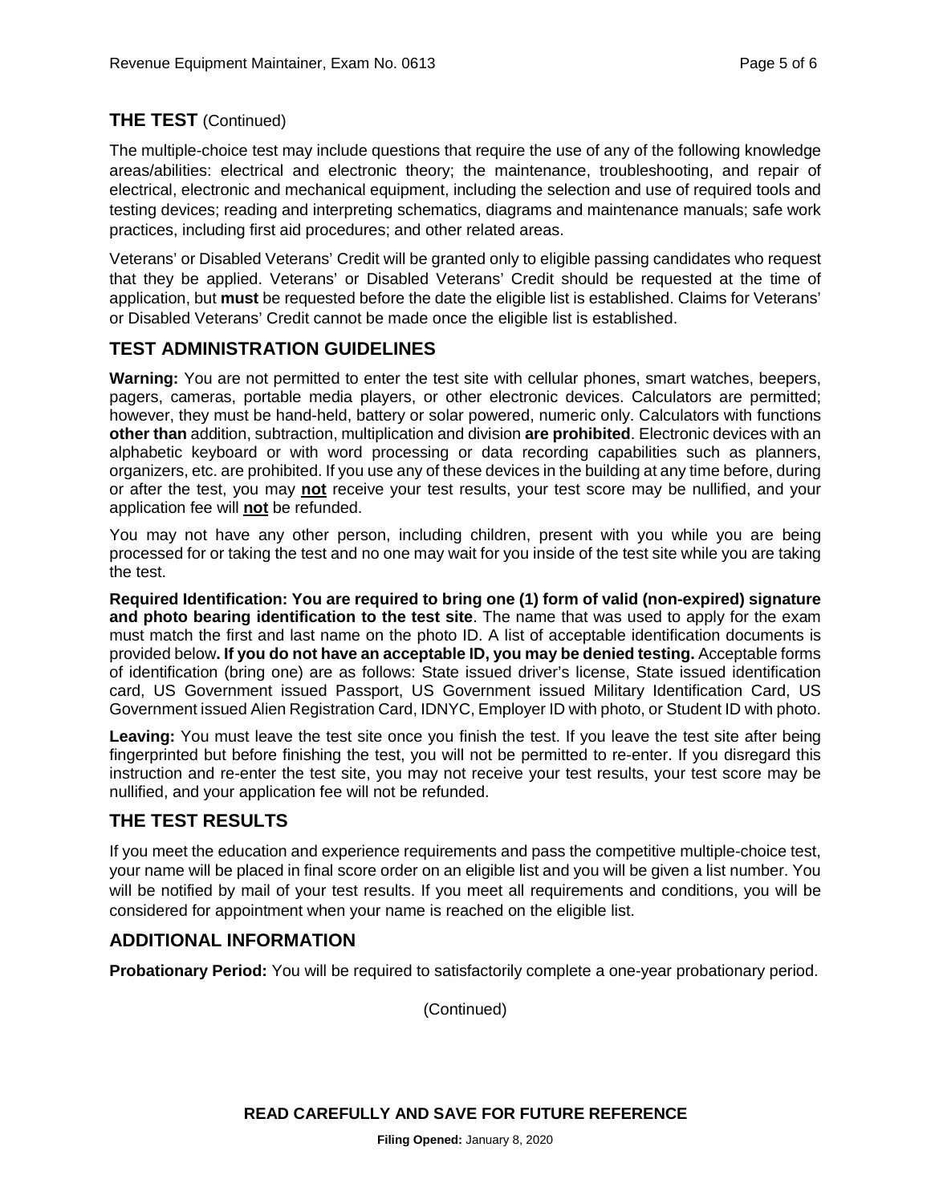## THE TEST (Continued)

The multiple-choice test may include questions that require the use of any of the following knowledge areas/abilities: electrical and electronic theory; the maintenance, troubleshooting, and repair of electrical, electronic and mechanical equipment, including the selection and use of required tools and testing devices; reading and interpreting schematics, diagrams and maintenance manuals; safe work practices, including first aid procedures; and other related areas.

Veterans' or Disabled Veterans' Credit will be granted only to eligible passing candidates who request that they be applied. Veterans' or Disabled Veterans' Credit should be requested at the time of application, but **must** be requested before the date the eligible list is established. Claims for Veterans' or Disabled Veterans' Credit cannot be made once the eligible list is established.

## TEST ADMINISTRATION GUIDELINES

**Warning:** You are not permitted to enter the test site with cellular phones, smart watches, beepers, pagers, cameras, portable media players, or other electronic devices. Calculators are permitted; however, they must be hand-held, battery or solar powered, numeric only. Calculators with functions **other than** addition, subtraction, multiplication and division **are prohibited**. Electronic devices with an alphabetic keyboard or with word processing or data recording capabilities such as planners, organizers, etc. are prohibited. If you use any of these devices in the building at any time before, during or after the test, you may **not** receive your test results, your test score may be nullified, and your application fee will **not** be refunded.

You may not have any other person, including children, present with you while you are being processed for or taking the test and no one may wait for you inside of the test site while you are taking the test.

**Required Identification: You are required to bring one (1) form of valid (non-expired) signature and photo bearing identification to the test site**. The name that was used to apply for the exam must match the first and last name on the photo ID. A list of acceptable identification documents is provided below**. If you do not have an acceptable ID, you may be denied testing.** Acceptable forms of identification (bring one) are as follows: State issued driver's license, State issued identification card, US Government issued Passport, US Government issued Military Identification Card, US Government issued Alien Registration Card, IDNYC, Employer ID with photo, or Student ID with photo.

**Leaving:** You must leave the test site once you finish the test. If you leave the test site after being fingerprinted but before finishing the test, you will not be permitted to re-enter. If you disregard this instruction and re-enter the test site, you may not receive your test results, your test score may be nullified, and your application fee will not be refunded.

## THE TEST RESULTS

If you meet the education and experience requirements and pass the competitive multiple-choice test, your name will be placed in final score order on an eligible list and you will be given a list number. You will be notified by mail of your test results. If you meet all requirements and conditions, you will be considered for appointment when your name is reached on the eligible list.

## ADDITIONAL INFORMATION

**Probationary Period:** You will be required to satisfactorily complete a one-year probationary period.

(Continued)

**READ CAREFULLY AND SAVE FOR FUTURE REFERENCE**

**Filing Opened:** January 8, 2020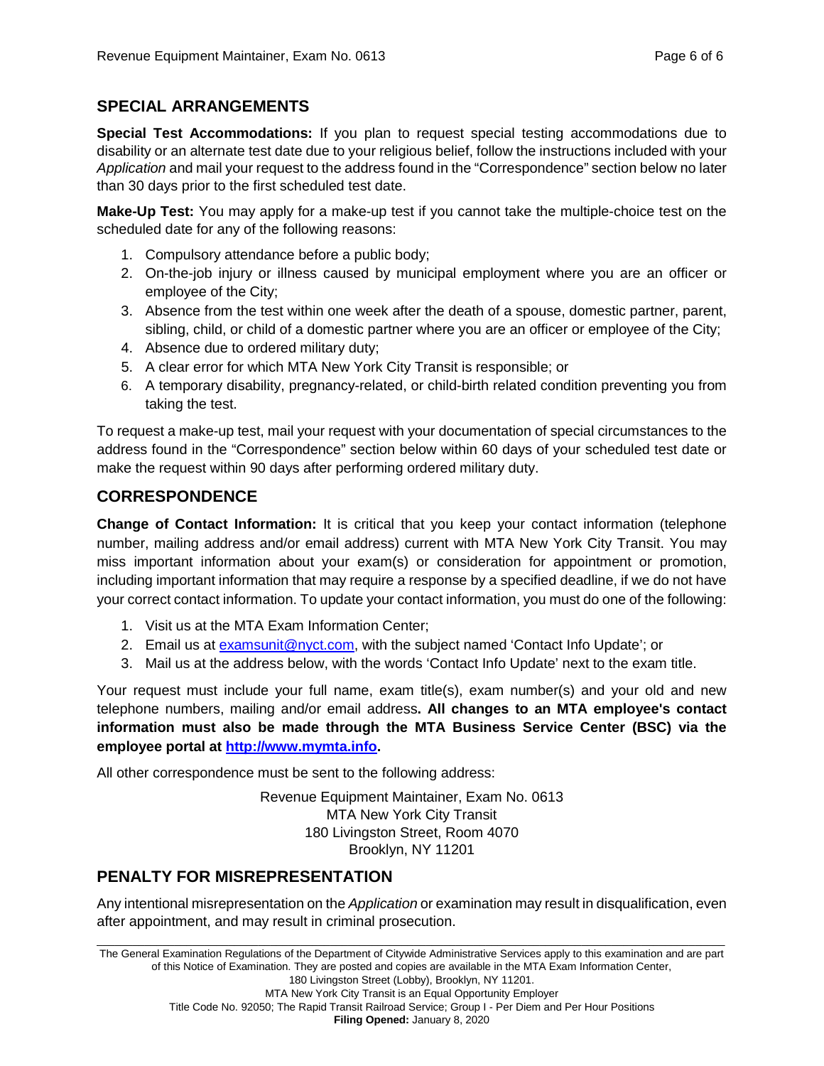## SPECIAL ARRANGEMENTS

**Special Test Accommodations:** If you plan to request special testing accommodations due to disability or an alternate test date due to your religious belief, follow the instructions included with your *Application* and mail your request to the address found in the "Correspondence" section below no later than 30 days prior to the first scheduled test date.

**Make-Up Test:** You may apply for a make-up test if you cannot take the multiple-choice test on the scheduled date for any of the following reasons:

1. Compulsory attendance before a public body;
2. On-the-job injury or illness caused by municipal employment where you are an officer or employee of the City;
3. Absence from the test within one week after the death of a spouse, domestic partner, parent, sibling, child, or child of a domestic partner where you are an officer or employee of the City;
4. Absence due to ordered military duty;
5. A clear error for which MTA New York City Transit is responsible; or
6. A temporary disability, pregnancy-related, or child-birth related condition preventing you from taking the test.

To request a make-up test, mail your request with your documentation of special circumstances to the address found in the "Correspondence" section below within 60 days of your scheduled test date or make the request within 90 days after performing ordered military duty.

## CORRESPONDENCE

**Change of Contact Information:** It is critical that you keep your contact information (telephone number, mailing address and/or email address) current with MTA New York City Transit. You may miss important information about your exam(s) or consideration for appointment or promotion, including important information that may require a response by a specified deadline, if we do not have your correct contact information. To update your contact information, you must do one of the following:

1. Visit us at the MTA Exam Information Center;
2. Email us at examsunit@nyct.com, with the subject named 'Contact Info Update'; or
3. Mail us at the address below, with the words 'Contact Info Update' next to the exam title.

Your request must include your full name, exam title(s), exam number(s) and your old and new telephone numbers, mailing and/or email address**. All changes to an MTA employee's contact information must also be made through the MTA Business Service Center (BSC) via the employee portal at http://www.mymta.info.**

All other correspondence must be sent to the following address:

Revenue Equipment Maintainer, Exam No. 0613
MTA New York City Transit
180 Livingston Street, Room 4070
Brooklyn, NY 11201

## PENALTY FOR MISREPRESENTATION

Any intentional misrepresentation on the *Application* or examination may result in disqualification, even after appointment, and may result in criminal prosecution.

---

The General Examination Regulations of the Department of Citywide Administrative Services apply to this examination and are part of this Notice of Examination. They are posted and copies are available in the MTA Exam Information Center, 180 Livingston Street (Lobby), Brooklyn, NY 11201.
MTA New York City Transit is an Equal Opportunity Employer
Title Code No. 92050; The Rapid Transit Railroad Service; Group I - Per Diem and Per Hour Positions
**Filing Opened:** January 8, 2020